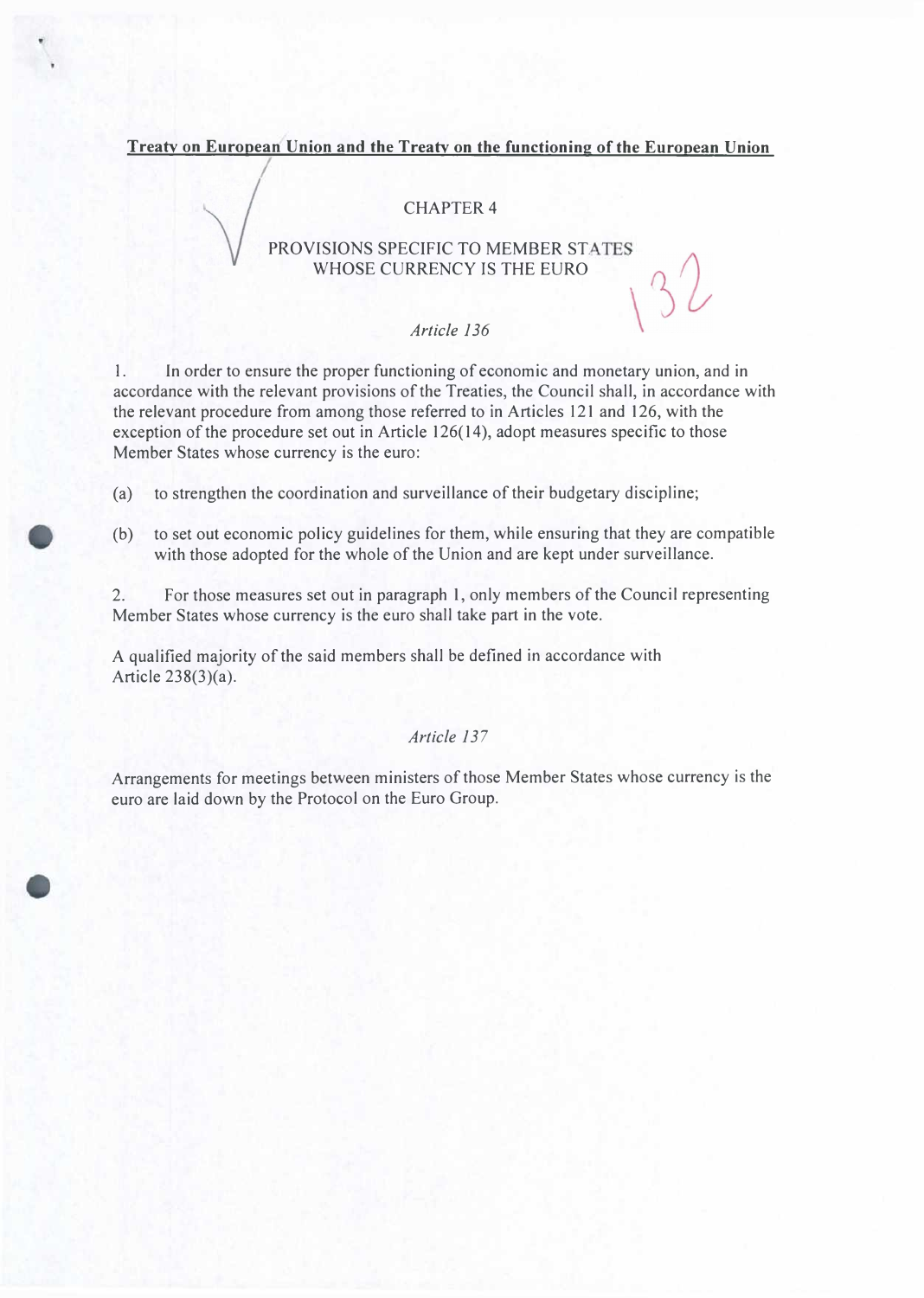**Treaty on European Union and the Treaty on the functioning of the European Union**

CHAPTER 4

PROVISIONS SPECIFIC TO MEMBER STATES WHOSE CURRENCY IS THE EURO

*Article 136*

1. In order to ensure the proper functioning of economic and monetary union, and in accordance with the relevant provisions of the Treaties, the Council shall, in accordance with the relevant procedure from among those referred to in Articles 121 and 126, with the exception of the procedure set out in Article 126(14), adopt measures specific to those Member States whose currency is the euro:

(a) to strengthen the coordination and surveillance of their budgetary discipline;

(b) to set out economic policy guidelines for them, while ensuring that they are compatible with those adopted for the whole of the Union and are kept under surveillance.

2. For those measures set out in paragraph 1, only members of the Council representing Member States whose currency is the euro shall take part in the vote.

A qualified majority of the said members shall be defined in accordance with Article 238(3)(a).

*Article 137*

Arrangements for meetings between ministers of those Member States whose currency is the euro are laid down by the Protocol on the Euro Group.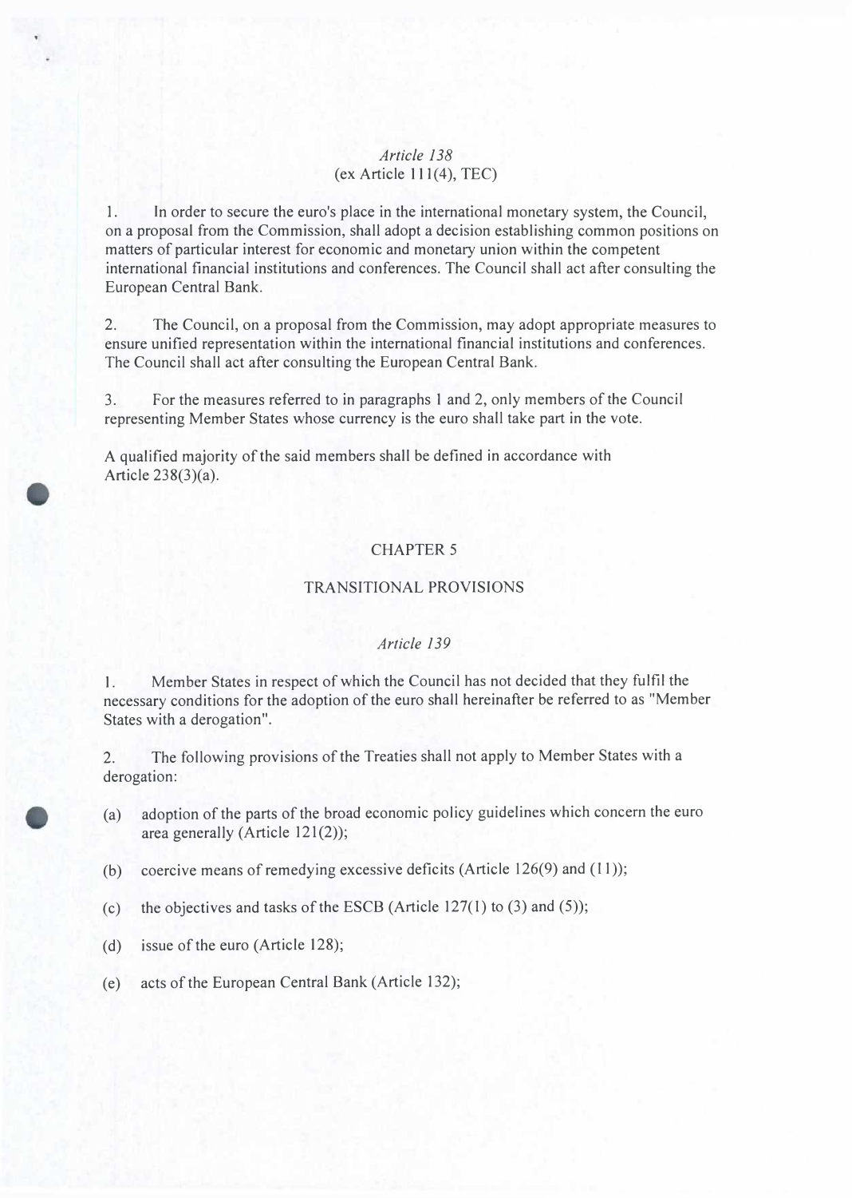*Article 138*
(ex Article 111(4), TEC)

1. In order to secure the euro's place in the international monetary system, the Council, on a proposal from the Commission, shall adopt a decision establishing common positions on matters of particular interest for economic and monetary union within the competent international financial institutions and conferences. The Council shall act after consulting the European Central Bank.

2. The Council, on a proposal from the Commission, may adopt appropriate measures to ensure unified representation within the international financial institutions and conferences. The Council shall act after consulting the European Central Bank.

3. For the measures referred to in paragraphs 1 and 2, only members of the Council representing Member States whose currency is the euro shall take part in the vote.

A qualified majority of the said members shall be defined in accordance with Article 238(3)(a).

## CHAPTER 5

## TRANSITIONAL PROVISIONS

*Article 139*

1. Member States in respect of which the Council has not decided that they fulfil the necessary conditions for the adoption of the euro shall hereinafter be referred to as "Member States with a derogation".

2. The following provisions of the Treaties shall not apply to Member States with a derogation:

(a) adoption of the parts of the broad economic policy guidelines which concern the euro area generally (Article 121(2));

(b) coercive means of remedying excessive deficits (Article 126(9) and (11));

(c) the objectives and tasks of the ESCB (Article 127(1) to (3) and (5));

(d) issue of the euro (Article 128);

(e) acts of the European Central Bank (Article 132);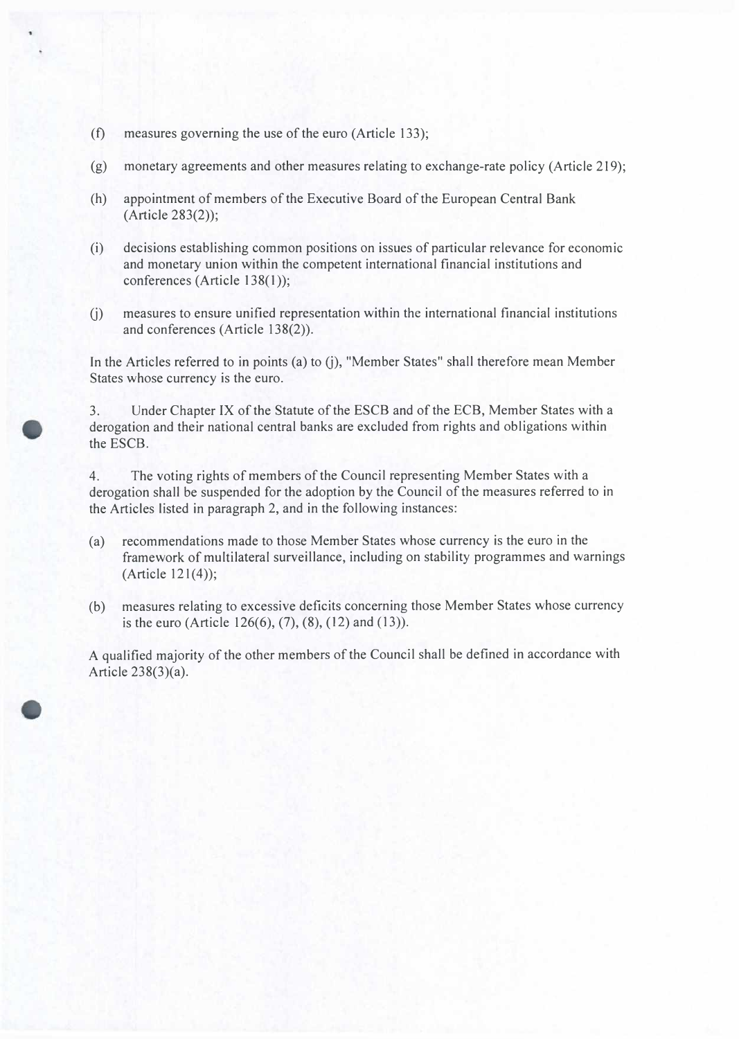(f) measures governing the use of the euro (Article 133);

(g) monetary agreements and other measures relating to exchange-rate policy (Article 219);

(h) appointment of members of the Executive Board of the European Central Bank (Article 283(2));

(i) decisions establishing common positions on issues of particular relevance for economic and monetary union within the competent international financial institutions and conferences (Article 138(1));

(j) measures to ensure unified representation within the international financial institutions and conferences (Article 138(2)).

In the Articles referred to in points (a) to (j), "Member States" shall therefore mean Member States whose currency is the euro.

3. Under Chapter IX of the Statute of the ESCB and of the ECB, Member States with a derogation and their national central banks are excluded from rights and obligations within the ESCB.

4. The voting rights of members of the Council representing Member States with a derogation shall be suspended for the adoption by the Council of the measures referred to in the Articles listed in paragraph 2, and in the following instances:

(a) recommendations made to those Member States whose currency is the euro in the framework of multilateral surveillance, including on stability programmes and warnings (Article 121(4));

(b) measures relating to excessive deficits concerning those Member States whose currency is the euro (Article 126(6), (7), (8), (12) and (13)).

A qualified majority of the other members of the Council shall be defined in accordance with Article 238(3)(a).